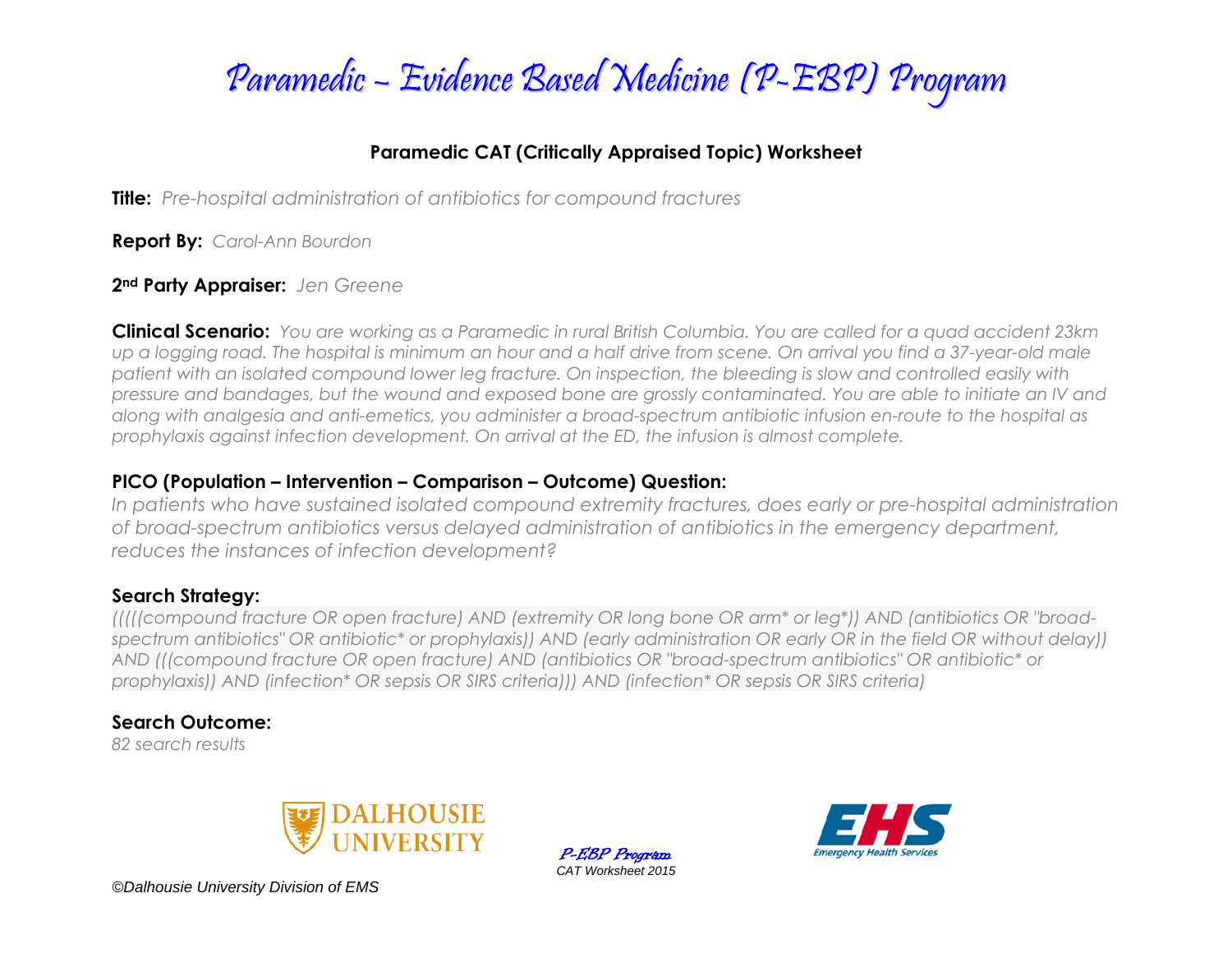# Paramedic – Evidence Based Medicine (P-EBP) Program

## Paramedic CAT (Critically Appraised Topic) Worksheet

**Title:** *Pre-hospital administration of antibiotics for compound fractures*

**Report By:** *Carol-Ann Bourdon*

**2nd Party Appraiser:** *Jen Greene*

**Clinical Scenario:** *You are working as a Paramedic in rural British Columbia. You are called for a quad accident 23km up a logging road. The hospital is minimum an hour and a half drive from scene. On arrival you find a 37-year-old male patient with an isolated compound lower leg fracture. On inspection, the bleeding is slow and controlled easily with pressure and bandages, but the wound and exposed bone are grossly contaminated. You are able to initiate an IV and along with analgesia and anti-emetics, you administer a broad-spectrum antibiotic infusion en-route to the hospital as prophylaxis against infection development. On arrival at the ED, the infusion is almost complete.*

### PICO (Population – Intervention – Comparison – Outcome) Question:

*In patients who have sustained isolated compound extremity fractures, does early or pre-hospital administration of broad-spectrum antibiotics versus delayed administration of antibiotics in the emergency department, reduces the instances of infection development?*

### Search Strategy:

*(((((compound fracture OR open fracture) AND (extremity OR long bone OR arm* or leg*)) AND (antibiotics OR "broad-spectrum antibiotics" OR antibiotic* or prophylaxis)) AND (early administration OR early OR in the field OR without delay)) AND (((compound fracture OR open fracture) AND (antibiotics OR "broad-spectrum antibiotics" OR antibiotic* or prophylaxis)) AND (infection* OR sepsis OR SIRS criteria))) AND (infection* OR sepsis OR SIRS criteria)*

### Search Outcome:

*82 search results*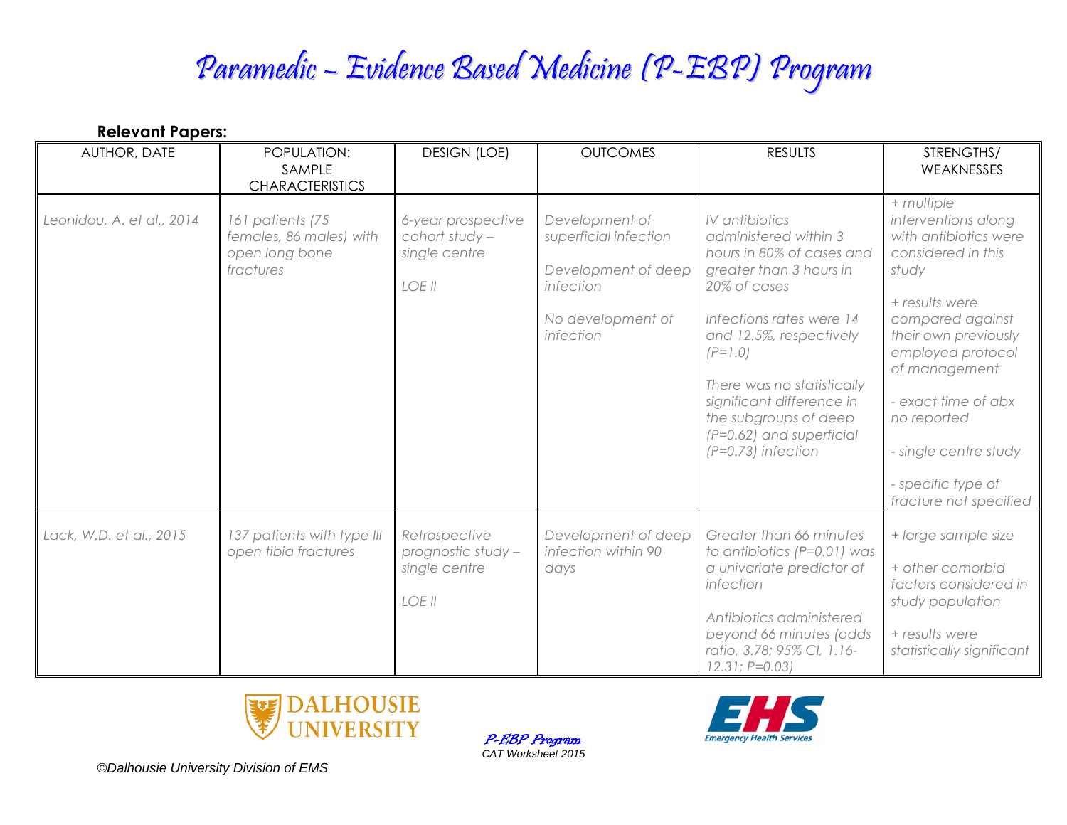# Paramedic – Evidence Based Medicine (P-EBP) Program

**Relevant Papers:**

| AUTHOR, DATE | POPULATION: SAMPLE CHARACTERISTICS | DESIGN (LOE) | OUTCOMES | RESULTS | STRENGTHS/ WEAKNESSES |
|---|---|---|---|---|---|
| *Leonidou, A. et al., 2014* | *161 patients (75 females, 86 males) with open long bone fractures* | *6-year prospective cohort study – single centre*<br><br>*LOE II* | *Development of superficial infection*<br><br>*Development of deep infection*<br><br>*No development of infection* | *IV antibiotics administered within 3 hours in 80% of cases and greater than 3 hours in 20% of cases*<br><br>*Infections rates were 14 and 12.5%, respectively (P=1.0)*<br><br>*There was no statistically significant difference in the subgroups of deep (P=0.62) and superficial (P=0.73) infection* | *+ multiple interventions along with antibiotics were considered in this study*<br><br>*+ results were compared against their own previously employed protocol of management*<br><br>*- exact time of abx no reported*<br><br>*- single centre study*<br><br>*- specific type of fracture not specified* |
| *Lack, W.D. et al., 2015* | *137 patients with type III open tibia fractures* | *Retrospective prognostic study – single centre*<br><br>*LOE II* | *Development of deep infection within 90 days* | *Greater than 66 minutes to antibiotics (P=0.01) was a univariate predictor of infection*<br><br>*Antibiotics administered beyond 66 minutes (odds ratio, 3.78; 95% CI, 1.16-12.31; P=0.03)* | *+ large sample size*<br><br>*+ other comorbid factors considered in study population*<br><br>*+ results were statistically significant* |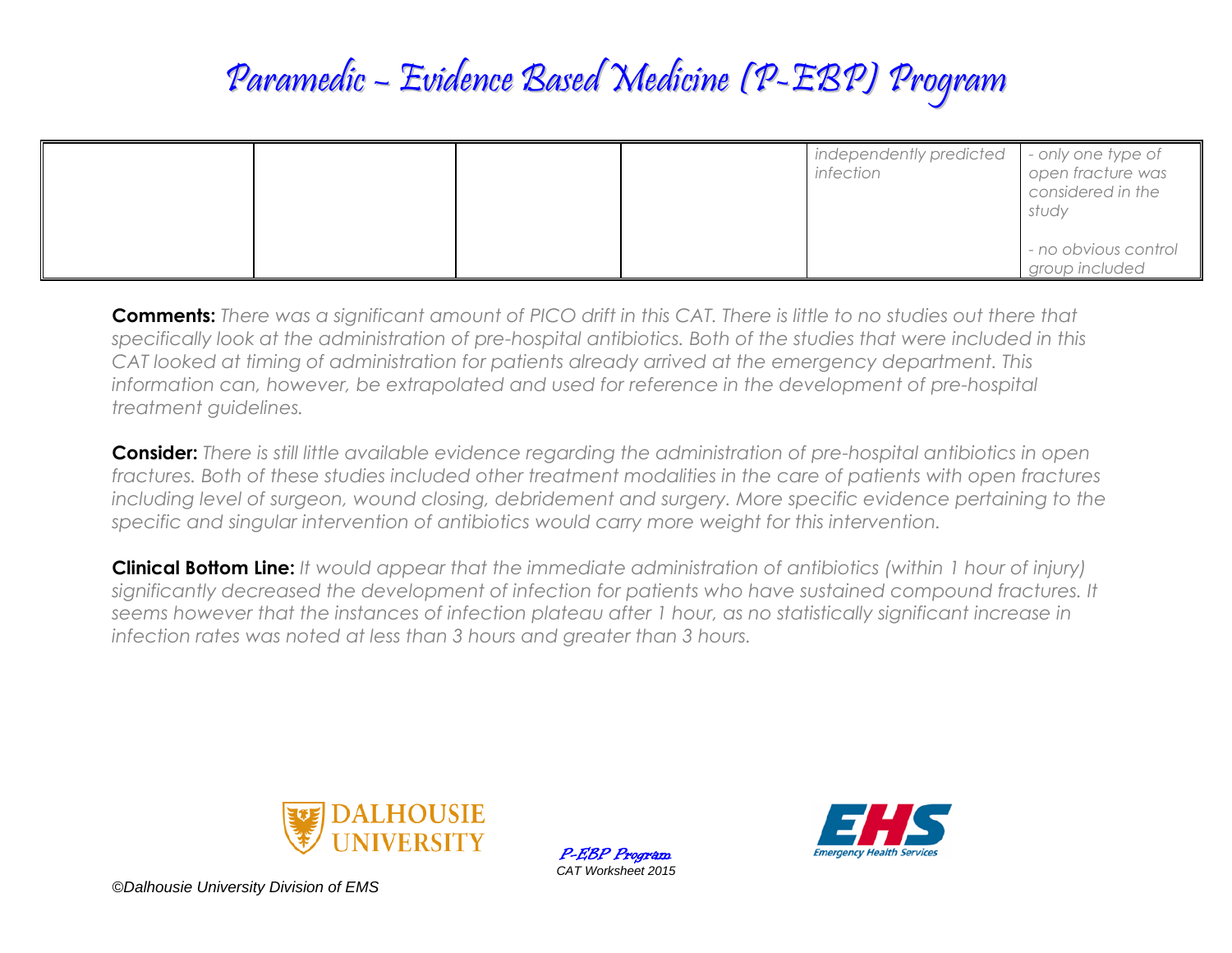| | | | | | |
|---|---|---|---|---|---|
| | | | | *independently predicted infection* | *- only one type of open fracture was considered in the study*<br><br>*- no obvious control group included* |

**Comments:** *There was a significant amount of PICO drift in this CAT. There is little to no studies out there that specifically look at the administration of pre-hospital antibiotics. Both of the studies that were included in this CAT looked at timing of administration for patients already arrived at the emergency department. This information can, however, be extrapolated and used for reference in the development of pre-hospital treatment guidelines.*

**Consider:** *There is still little available evidence regarding the administration of pre-hospital antibiotics in open fractures. Both of these studies included other treatment modalities in the care of patients with open fractures including level of surgeon, wound closing, debridement and surgery. More specific evidence pertaining to the specific and singular intervention of antibiotics would carry more weight for this intervention.*

**Clinical Bottom Line:** *It would appear that the immediate administration of antibiotics (within 1 hour of injury) significantly decreased the development of infection for patients who have sustained compound fractures. It seems however that the instances of infection plateau after 1 hour, as no statistically significant increase in infection rates was noted at less than 3 hours and greater than 3 hours.*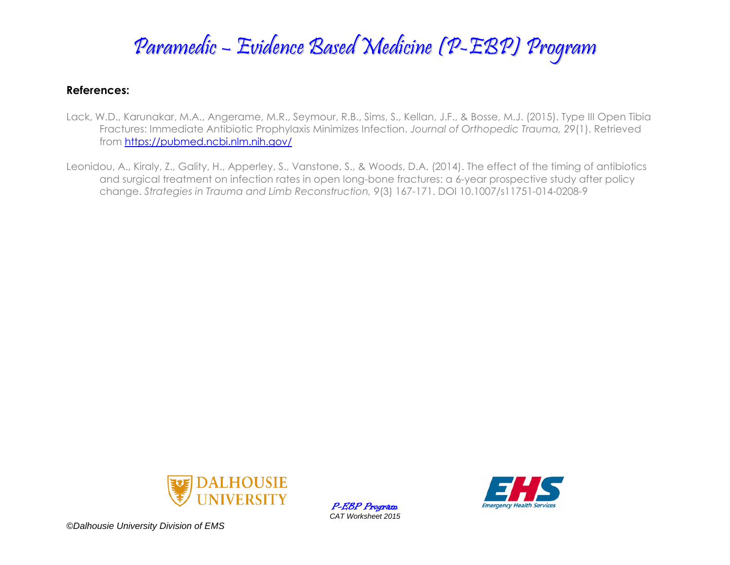**References:**

Lack, W.D., Karunakar, M.A., Angerame, M.R., Seymour, R.B., Sims, S., Kellan, J.F., & Bosse, M.J. (2015). Type III Open Tibia Fractures: Immediate Antibiotic Prophylaxis Minimizes Infection. *Journal of Orthopedic Trauma, 29*(1). Retrieved from https://pubmed.ncbi.nlm.nih.gov/

Leonidou, A., Kiraly, Z., Gality, H., Apperley, S., Vanstone, S., & Woods, D.A. (2014). The effect of the timing of antibiotics and surgical treatment on infection rates in open long-bone fractures: a 6-year prospective study after policy change. *Strategies in Trauma and Limb Reconstruction, 9*(3) 167-171. DOI 10.1007/s11751-014-0208-9